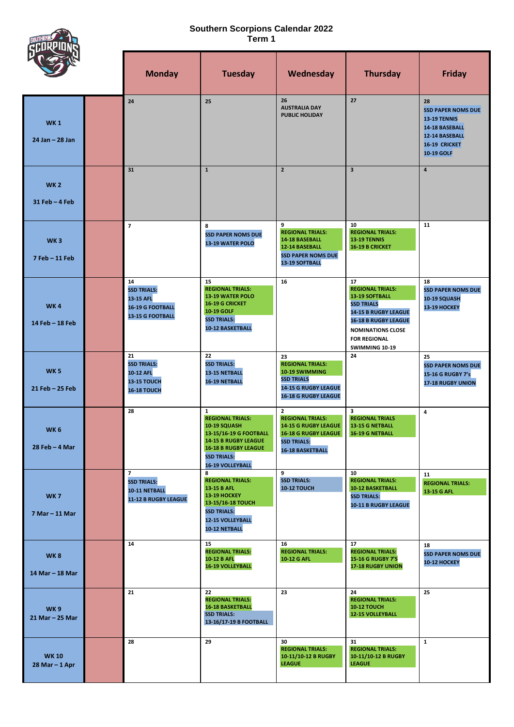# Southern Scorpions Calendar 2022
## Term 1

| | | Monday | Tuesday | Wednesday | Thursday | Friday |
|---|---|---|---|---|---|---|
| WK 1 24 Jan – 28 Jan | | 24 | 25 | 26 AUSTRALIA DAY PUBLIC HOLIDAY | 27 | 28 SSD PAPER NOMS DUE 13-19 TENNIS 14-18 BASEBALL 12-14 BASEBALL 16-19 CRICKET 10-19 GOLF |
| WK 2 31 Feb – 4 Feb | | 31 | 1 | 2 | 3 | 4 |
| WK 3 7 Feb – 11 Feb | | 7 | 8 SSD PAPER NOMS DUE 13-19 WATER POLO | 9 REGIONAL TRIALS: 14-18 BASEBALL 12-14 BASEBALL SSD PAPER NOMS DUE 13-19 SOFTBALL | 10 REGIONAL TRIALS: 13-19 TENNIS 16-19 B CRICKET | 11 |
| WK 4 14 Feb – 18 Feb | | 14 SSD TRIALS: 13-15 AFL 16-19 G FOOTBALL 13-15 G FOOTBALL | 15 REGIONAL TRIALS: 13-19 WATER POLO 16-19 G CRICKET 10-19 GOLF SSD TRIALS: 10-12 BASKETBALL | 16 | 17 REGIONAL TRIALS: 13-19 SOFTBALL SSD TRIALS 14-15 B RUGBY LEAGUE 16-18 B RUGBY LEAGUE NOMINATIONS CLOSE FOR REGIONAL SWIMMING 10-19 | 18 SSD PAPER NOMS DUE 10-19 SQUASH 13-19 HOCKEY |
| WK 5 21 Feb – 25 Feb | | 21 SSD TRIALS: 10-12 AFL 13-15 TOUCH 16-18 TOUCH | 22 SSD TRIALS: 13-15 NETBALL 16-19 NETBALL | 23 REGIONAL TRIALS: 10-19 SWIMMING SSD TRIALS 14-15 G RUGBY LEAGUE 16-18 G RUGBY LEAGUE | 24 | 25 SSD PAPER NOMS DUE 15-16 G RUGBY 7's 17-18 RUGBY UNION |
| WK 6 28 Feb – 4 Mar | | 28 | 1 REGIONAL TRIALS: 10-19 SQUASH 13-15/16-19 G FOOTBALL 14-15 B RUGBY LEAGUE 16-18 B RUGBY LEAGUE SSD TRIALS: 16-19 VOLLEYBALL | 2 REGIONAL TRIALS: 14-15 G RUGBY LEAGUE 16-18 G RUGBY LEAGUE SSD TRIALS: 16-18 BASKETBALL | 3 REGIONAL TRIALS 13-15 G NETBALL 16-19 G NETBALL | 4 |
| WK 7 7 Mar – 11 Mar | | 7 SSD TRIALS: 10-11 NETBALL 11-12 B RUGBY LEAGUE | 8 REGIONAL TRIALS: 13-15 B AFL 13-19 HOCKEY 13-15/16-18 TOUCH SSD TRIALS: 12-15 VOLLEYBALL 10-12 NETBALL | 9 SSD TRIALS: 10-12 TOUCH | 10 REGIONAL TRIALS: 10-12 BASKETBALL SSD TRIALS: 10-11 B RUGBY LEAGUE | 11 REGIONAL TRIALS: 13-15 G AFL |
| WK 8 14 Mar – 18 Mar | | 14 | 15 REGIONAL TRIALS: 10-12 B AFL 16-19 VOLLEYBALL | 16 REGIONAL TRIALS: 10-12 G AFL | 17 REGIONAL TRIALS: 15-16 G RUGBY 7'S 17-18 RUGBY UNION | 18 SSD PAPER NOMS DUE 10-12 HOCKEY |
| WK 9 21 Mar – 25 Mar | | 21 | 22 REGIONAL TRIALS: 16-18 BASKETBALL SSD TRIALS: 13-16/17-19 B FOOTBALL | 23 | 24 REGIONAL TRIALS: 10-12 TOUCH 12-15 VOLLEYBALL | 25 |
| WK 10 28 Mar – 1 Apr | | 28 | 29 | 30 REGIONAL TRIALS: 10-11/10-12 B RUGBY LEAGUE | 31 REGIONAL TRIALS: 10-11/10-12 B RUGBY LEAGUE | 1 |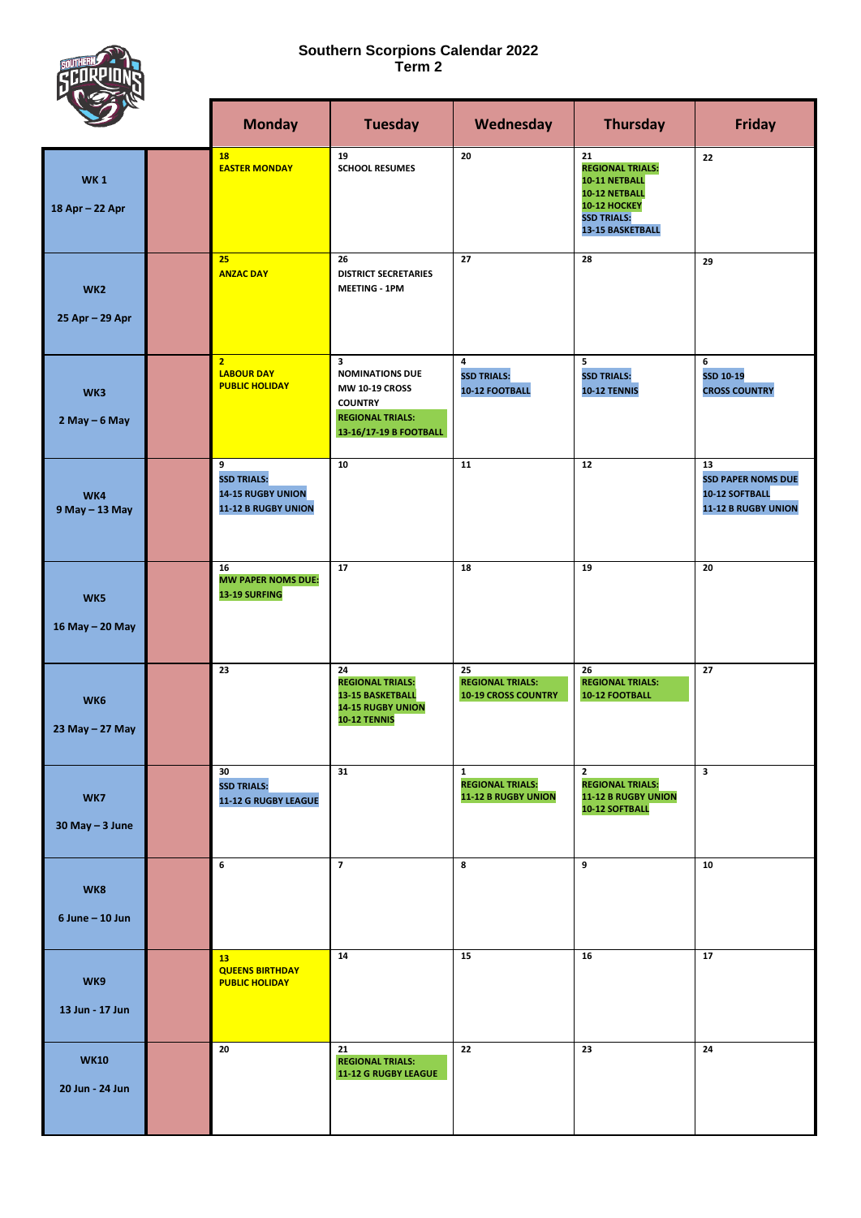# Southern Scorpions Calendar 2022
## Term 2

| | | Monday | Tuesday | Wednesday | Thursday | Friday |
|---|---|---|---|---|---|---|
| WK 1<br>18 Apr – 22 Apr | | 18<br>EASTER MONDAY | 19<br>SCHOOL RESUMES | 20 | 21<br>REGIONAL TRIALS:<br>10-11 NETBALL<br>10-12 NETBALL<br>10-12 HOCKEY<br>SSD TRIALS:<br>13-15 BASKETBALL | 22 |
| WK2<br>25 Apr – 29 Apr | | 25<br>ANZAC DAY | 26<br>DISTRICT SECRETARIES MEETING - 1PM | 27 | 28 | 29 |
| WK3<br>2 May – 6 May | | 2<br>LABOUR DAY PUBLIC HOLIDAY | 3<br>NOMINATIONS DUE MW 10-19 CROSS COUNTRY<br>REGIONAL TRIALS:<br>13-16/17-19 B FOOTBALL | 4<br>SSD TRIALS:<br>10-12 FOOTBALL | 5<br>SSD TRIALS:<br>10-12 TENNIS | 6<br>SSD 10-19<br>CROSS COUNTRY |
| WK4<br>9 May – 13 May | | 9<br>SSD TRIALS:<br>14-15 RUGBY UNION<br>11-12 B RUGBY UNION | 10 | 11 | 12 | 13<br>SSD PAPER NOMS DUE<br>10-12 SOFTBALL<br>11-12 B RUGBY UNION |
| WK5<br>16 May – 20 May | | 16<br>MW PAPER NOMS DUE:<br>13-19 SURFING | 17 | 18 | 19 | 20 |
| WK6<br>23 May – 27 May | | 23 | 24<br>REGIONAL TRIALS:<br>13-15 BASKETBALL<br>14-15 RUGBY UNION<br>10-12 TENNIS | 25<br>REGIONAL TRIALS:<br>10-19 CROSS COUNTRY | 26<br>REGIONAL TRIALS:<br>10-12 FOOTBALL | 27 |
| WK7<br>30 May – 3 June | | 30<br>SSD TRIALS:<br>11-12 G RUGBY LEAGUE | 31 | 1<br>REGIONAL TRIALS:<br>11-12 B RUGBY UNION | 2<br>REGIONAL TRIALS:<br>11-12 B RUGBY UNION<br>10-12 SOFTBALL | 3 |
| WK8<br>6 June – 10 Jun | | 6 | 7 | 8 | 9 | 10 |
| WK9<br>13 Jun - 17 Jun | | 13<br>QUEENS BIRTHDAY PUBLIC HOLIDAY | 14 | 15 | 16 | 17 |
| WK10<br>20 Jun - 24 Jun | | 20 | 21<br>REGIONAL TRIALS:<br>11-12 G RUGBY LEAGUE | 22 | 23 | 24 |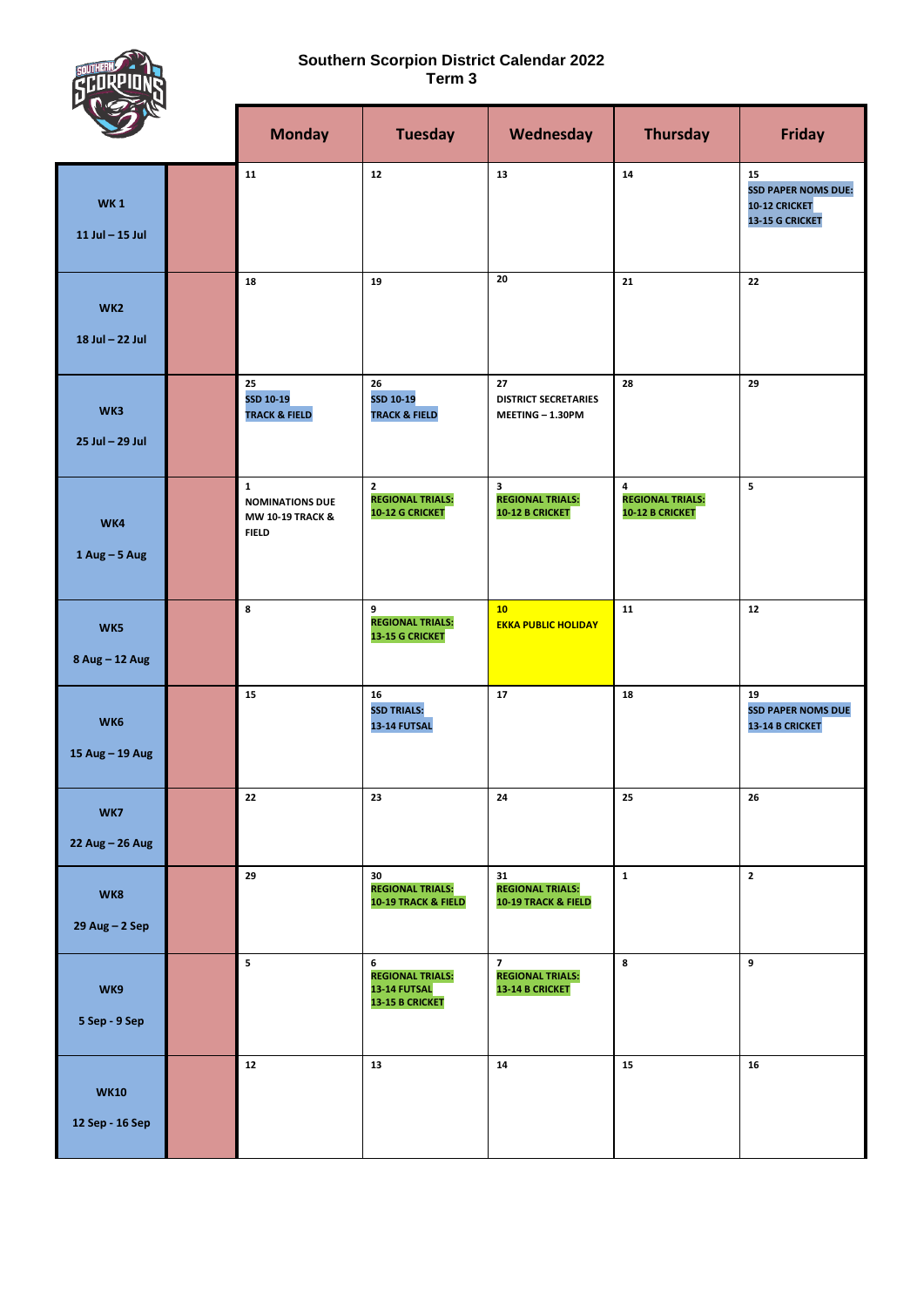# Southern Scorpion District Calendar 2022

## Term 3

| | | Monday | Tuesday | Wednesday | Thursday | Friday |
|---|---|---|---|---|---|---|
| WK 1<br>11 Jul – 15 Jul | | 11 | 12 | 13 | 14 | 15<br>SSD PAPER NOMS DUE:<br>10-12 CRICKET<br>13-15 G CRICKET |
| WK2<br>18 Jul – 22 Jul | | 18 | 19 | 20 | 21 | 22 |
| WK3<br>25 Jul – 29 Jul | | 25<br>SSD 10-19<br>TRACK & FIELD | 26<br>SSD 10-19<br>TRACK & FIELD | 27<br>DISTRICT SECRETARIES MEETING – 1.30PM | 28 | 29 |
| WK4<br>1 Aug – 5 Aug | | 1<br>NOMINATIONS DUE MW 10-19 TRACK & FIELD | 2<br>REGIONAL TRIALS:<br>10-12 G CRICKET | 3<br>REGIONAL TRIALS:<br>10-12 B CRICKET | 4<br>REGIONAL TRIALS:<br>10-12 B CRICKET | 5 |
| WK5<br>8 Aug – 12 Aug | | 8 | 9<br>REGIONAL TRIALS:<br>13-15 G CRICKET | 10<br>EKKA PUBLIC HOLIDAY | 11 | 12 |
| WK6<br>15 Aug – 19 Aug | | 15 | 16<br>SSD TRIALS:<br>13-14 FUTSAL | 17 | 18 | 19<br>SSD PAPER NOMS DUE<br>13-14 B CRICKET |
| WK7<br>22 Aug – 26 Aug | | 22 | 23 | 24 | 25 | 26 |
| WK8<br>29 Aug – 2 Sep | | 29 | 30<br>REGIONAL TRIALS:<br>10-19 TRACK & FIELD | 31<br>REGIONAL TRIALS:<br>10-19 TRACK & FIELD | 1 | 2 |
| WK9<br>5 Sep - 9 Sep | | 5 | 6<br>REGIONAL TRIALS:<br>13-14 FUTSAL<br>13-15 B CRICKET | 7<br>REGIONAL TRIALS:<br>13-14 B CRICKET | 8 | 9 |
| WK10<br>12 Sep - 16 Sep | | 12 | 13 | 14 | 15 | 16 |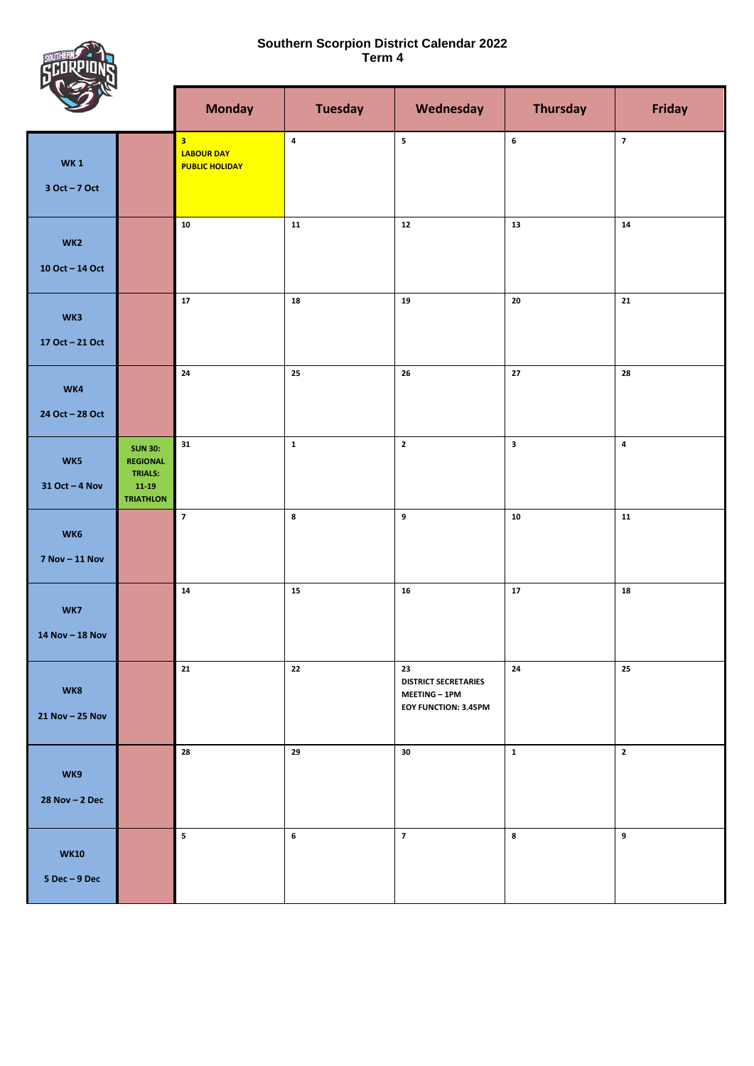# Southern Scorpion District Calendar 2022
## Term 4

| | | Monday | Tuesday | Wednesday | Thursday | Friday |
|---|---|---|---|---|---|---|
| **WK 1** 3 Oct – 7 Oct | | **3** LABOUR DAY PUBLIC HOLIDAY | 4 | 5 | 6 | 7 |
| **WK2** 10 Oct – 14 Oct | | 10 | 11 | 12 | 13 | 14 |
| **WK3** 17 Oct – 21 Oct | | 17 | 18 | 19 | 20 | 21 |
| **WK4** 24 Oct – 28 Oct | | 24 | 25 | 26 | 27 | 28 |
| **WK5** 31 Oct – 4 Nov | SUN 30: REGIONAL TRIALS: 11-19 TRIATHLON | 31 | 1 | 2 | 3 | 4 |
| **WK6** 7 Nov – 11 Nov | | 7 | 8 | 9 | 10 | 11 |
| **WK7** 14 Nov – 18 Nov | | 14 | 15 | 16 | 17 | 18 |
| **WK8** 21 Nov – 25 Nov | | 21 | 22 | 23 DISTRICT SECRETARIES MEETING – 1PM EOY FUNCTION: 3.45PM | 24 | 25 |
| **WK9** 28 Nov – 2 Dec | | 28 | 29 | 30 | 1 | 2 |
| **WK10** 5 Dec – 9 Dec | | 5 | 6 | 7 | 8 | 9 |